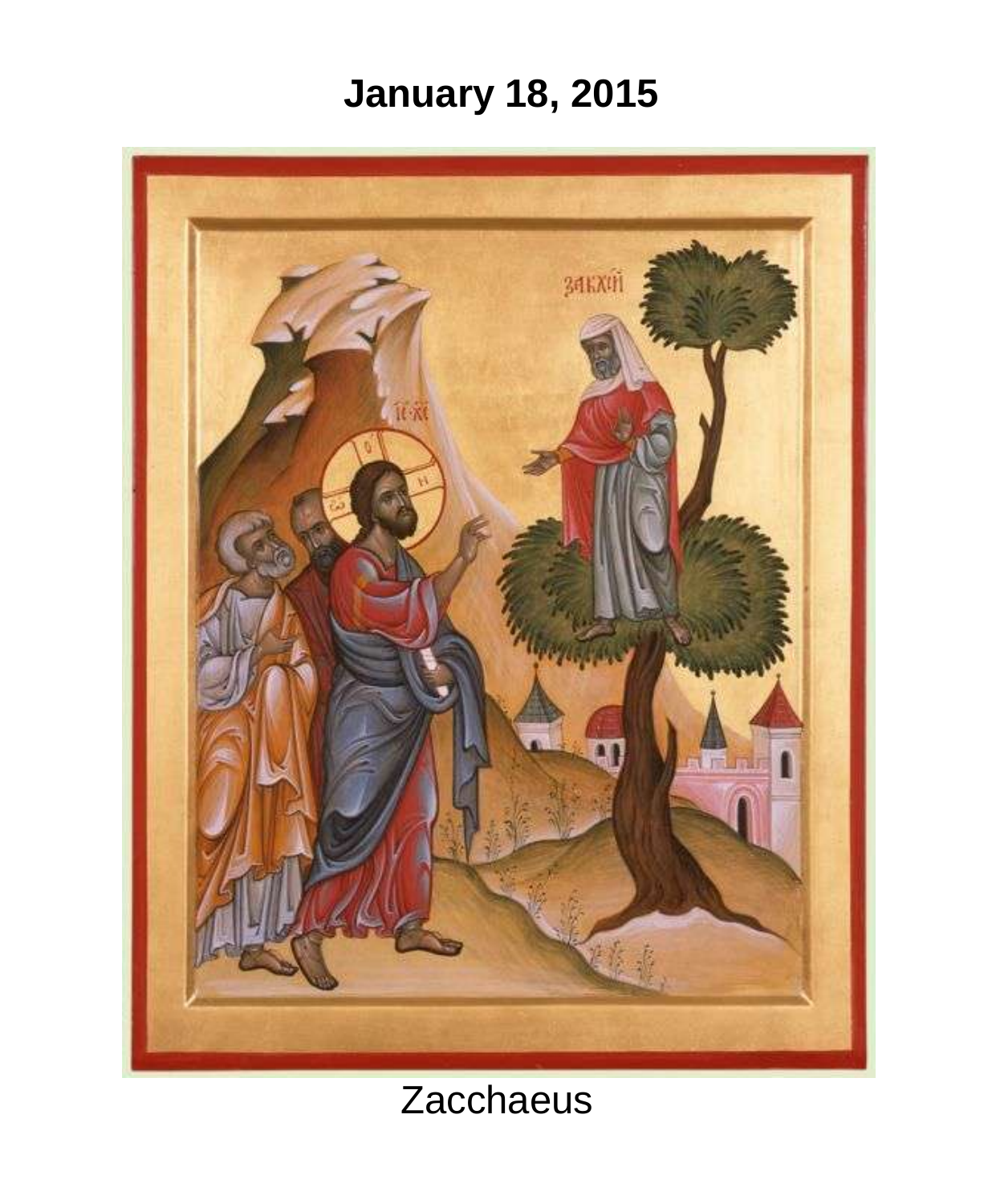# January 18, 2015

Zacchaeus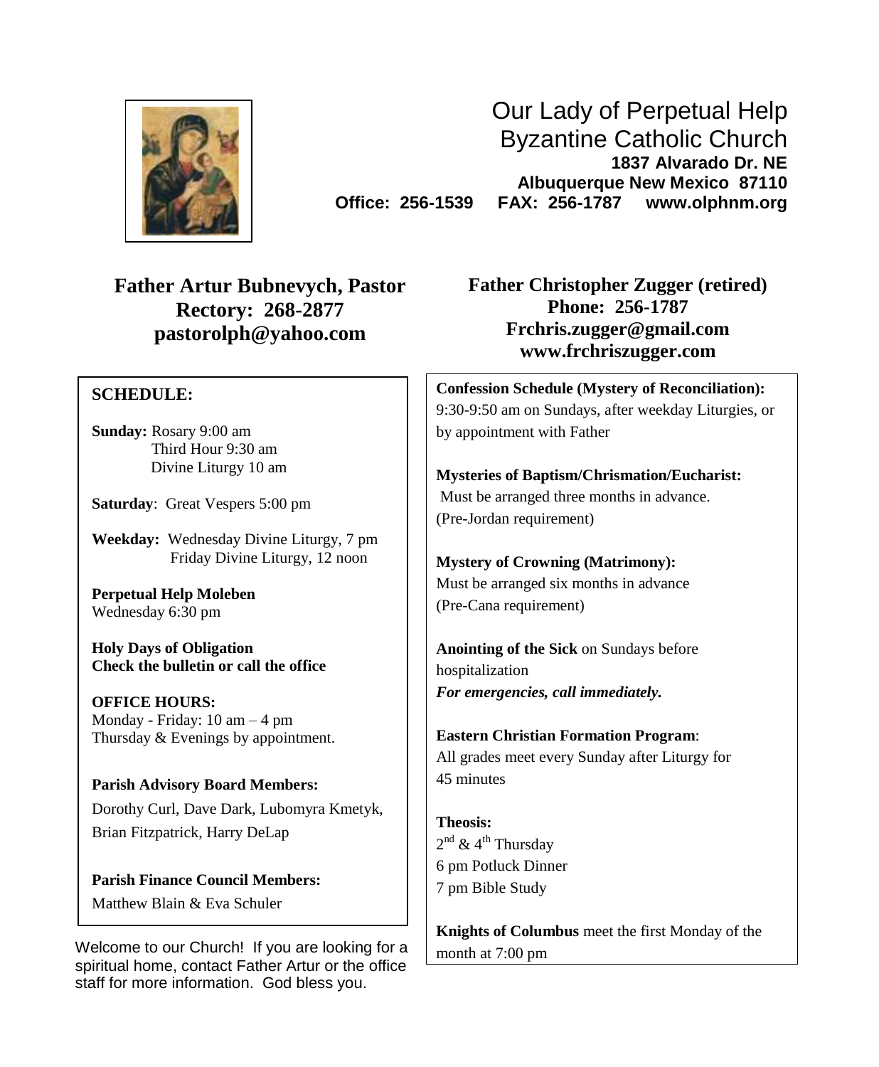# Our Lady of Perpetual Help Byzantine Catholic Church

**1837 Alvarado Dr. NE**
**Albuquerque New Mexico 87110**
**Office: 256-1539 FAX: 256-1787 www.olphnm.org**

**Father Artur Bubnevych, Pastor**
**Rectory: 268-2877**
**pastorolph@yahoo.com**

**Father Christopher Zugger (retired)**
**Phone: 256-1787**
**Frchris.zugger@gmail.com**
**www.frchriszugger.com**

## SCHEDULE:

**Sunday:** Rosary 9:00 am
Third Hour 9:30 am
Divine Liturgy 10 am

**Saturday**: Great Vespers 5:00 pm

**Weekday:** Wednesday Divine Liturgy, 7 pm
Friday Divine Liturgy, 12 noon

**Perpetual Help Moleben**
Wednesday 6:30 pm

**Holy Days of Obligation**
**Check the bulletin or call the office**

**OFFICE HOURS:**
Monday - Friday: 10 am – 4 pm
Thursday & Evenings by appointment.

**Parish Advisory Board Members:**
Dorothy Curl, Dave Dark, Lubomyra Kmetyk, Brian Fitzpatrick, Harry DeLap

**Parish Finance Council Members:**
Matthew Blain & Eva Schuler

Welcome to our Church! If you are looking for a spiritual home, contact Father Artur or the office staff for more information. God bless you.

**Confession Schedule (Mystery of Reconciliation):**
9:30-9:50 am on Sundays, after weekday Liturgies, or by appointment with Father

**Mysteries of Baptism/Chrismation/Eucharist:**
Must be arranged three months in advance. (Pre-Jordan requirement)

**Mystery of Crowning (Matrimony):**
Must be arranged six months in advance (Pre-Cana requirement)

**Anointing of the Sick** on Sundays before hospitalization
***For emergencies, call immediately.***

**Eastern Christian Formation Program**:
All grades meet every Sunday after Liturgy for 45 minutes

**Theosis:**
2nd & 4th Thursday
6 pm Potluck Dinner
7 pm Bible Study

**Knights of Columbus** meet the first Monday of the month at 7:00 pm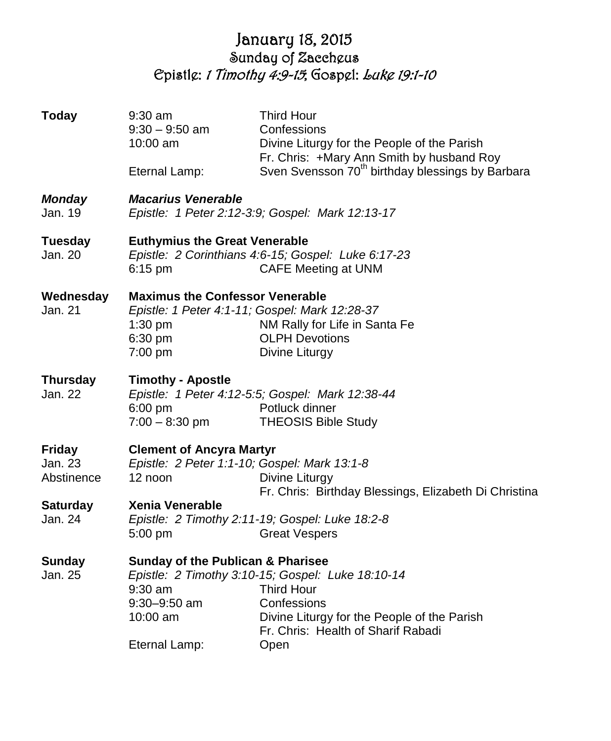# January 18, 2015

## Sunday of Zaccheus

## Epistle: *1 Timothy 4:9-15*; Gospel: *Luke 19:1-10*

| | | |
|---|---|---|
| **Today** | 9:30 am | Third Hour |
| | 9:30 – 9:50 am | Confessions |
| | 10:00 am | Divine Liturgy for the People of the Parish |
| | | Fr. Chris: +Mary Ann Smith by husband Roy |
| | Eternal Lamp: | Sven Svensson 70th birthday blessings by Barbara |
| ***Monday*** | ***Macarius Venerable*** | |
| Jan. 19 | *Epistle: 1 Peter 2:12-3:9; Gospel: Mark 12:13-17* | |
| **Tuesday** | **Euthymius the Great Venerable** | |
| Jan. 20 | *Epistle: 2 Corinthians 4:6-15; Gospel: Luke 6:17-23* | |
| | 6:15 pm | CAFE Meeting at UNM |
| **Wednesday** | **Maximus the Confessor Venerable** | |
| Jan. 21 | *Epistle: 1 Peter 4:1-11; Gospel: Mark 12:28-37* | |
| | 1:30 pm | NM Rally for Life in Santa Fe |
| | 6:30 pm | OLPH Devotions |
| | 7:00 pm | Divine Liturgy |
| **Thursday** | **Timothy - Apostle** | |
| Jan. 22 | *Epistle: 1 Peter 4:12-5:5; Gospel: Mark 12:38-44* | |
| | 6:00 pm | Potluck dinner |
| | 7:00 – 8:30 pm | THEOSIS Bible Study |
| **Friday** | **Clement of Ancyra Martyr** | |
| Jan. 23 | *Epistle: 2 Peter 1:1-10; Gospel: Mark 13:1-8* | |
| Abstinence | 12 noon | Divine Liturgy |
| | | Fr. Chris: Birthday Blessings, Elizabeth Di Christina |
| **Saturday** | **Xenia Venerable** | |
| Jan. 24 | *Epistle: 2 Timothy 2:11-19; Gospel: Luke 18:2-8* | |
| | 5:00 pm | Great Vespers |
| **Sunday** | **Sunday of the Publican & Pharisee** | |
| Jan. 25 | *Epistle: 2 Timothy 3:10-15; Gospel: Luke 18:10-14* | |
| | 9:30 am | Third Hour |
| | 9:30–9:50 am | Confessions |
| | 10:00 am | Divine Liturgy for the People of the Parish |
| | | Fr. Chris: Health of Sharif Rabadi |
| | Eternal Lamp: | Open |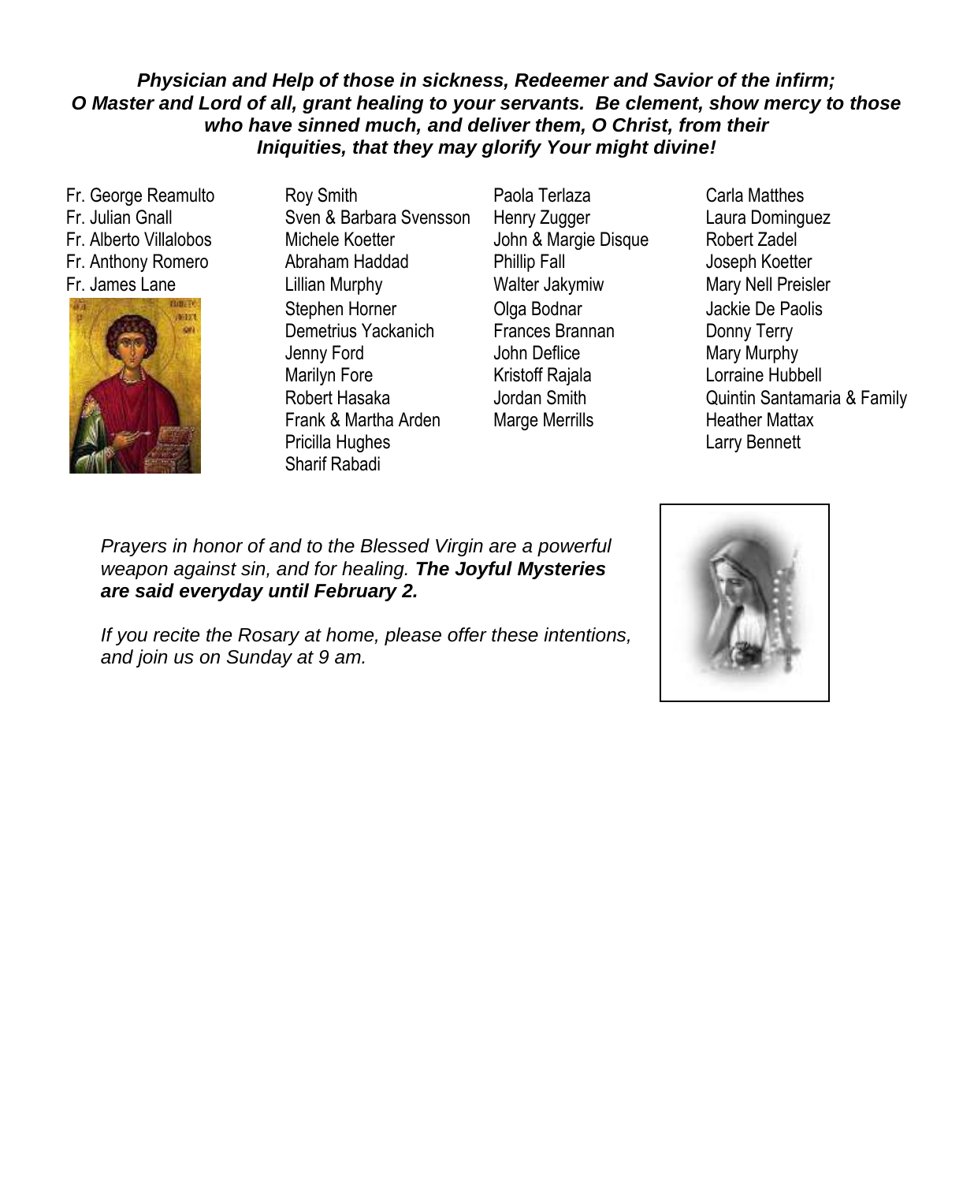***Physician and Help of those in sickness, Redeemer and Savior of the infirm; O Master and Lord of all, grant healing to your servants. Be clement, show mercy to those who have sinned much, and deliver them, O Christ, from their Iniquities, that they may glorify Your might divine!***

Fr. George Reamulto
Fr. Julian Gnall
Fr. Alberto Villalobos
Fr. Anthony Romero
Fr. James Lane

Roy Smith
Sven & Barbara Svensson
Michele Koetter
Abraham Haddad
Lillian Murphy
Stephen Horner
Demetrius Yackanich
Jenny Ford
Marilyn Fore
Robert Hasaka
Frank & Martha Arden
Pricilla Hughes
Sharif Rabadi

Paola Terlaza
Henry Zugger
John & Margie Disque
Phillip Fall
Walter Jakymiw
Olga Bodnar
Frances Brannan
John Deflice
Kristoff Rajala
Jordan Smith
Marge Merrills

Carla Matthes
Laura Dominguez
Robert Zadel
Joseph Koetter
Mary Nell Preisler
Jackie De Paolis
Donny Terry
Mary Murphy
Lorraine Hubbell
Quintin Santamaria & Family
Heather Mattax
Larry Bennett

*Prayers in honor of and to the Blessed Virgin are a powerful weapon against sin, and for healing.* ***The Joyful Mysteries are said everyday until February 2.***

*If you recite the Rosary at home, please offer these intentions, and join us on Sunday at 9 am.*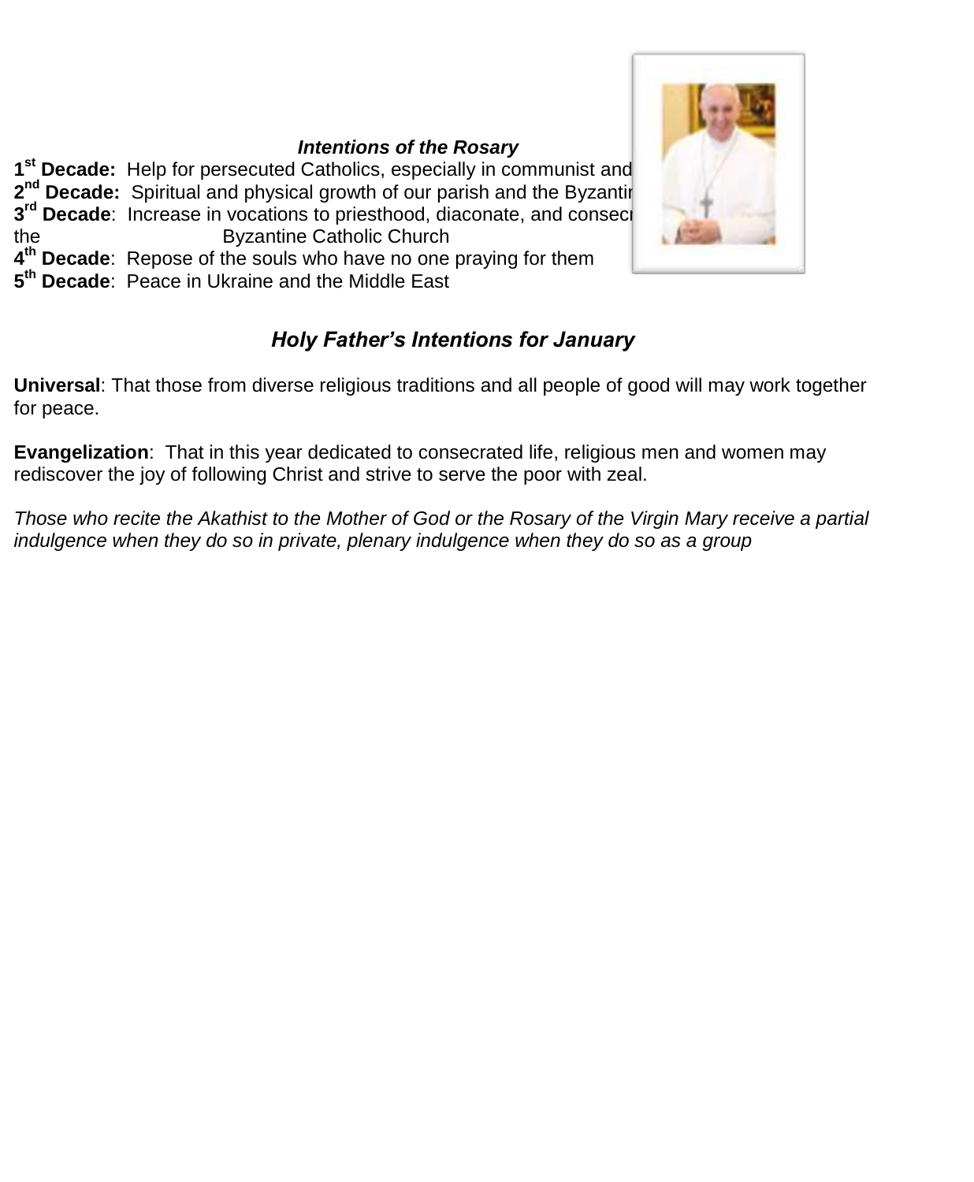***Intentions of the Rosary***

**1st Decade:** Help for persecuted Catholics, especially in communist and

**2nd Decade:** Spiritual and physical growth of our parish and the Byzantin

**3rd Decade**: Increase in vocations to priesthood, diaconate, and consecr the Byzantine Catholic Church

**4th Decade**: Repose of the souls who have no one praying for them

**5th Decade**: Peace in Ukraine and the Middle East

***Holy Father's Intentions for January***

**Universal**: That those from diverse religious traditions and all people of good will may work together for peace.

**Evangelization**: That in this year dedicated to consecrated life, religious men and women may rediscover the joy of following Christ and strive to serve the poor with zeal.

*Those who recite the Akathist to the Mother of God or the Rosary of the Virgin Mary receive a partial indulgence when they do so in private, plenary indulgence when they do so as a group*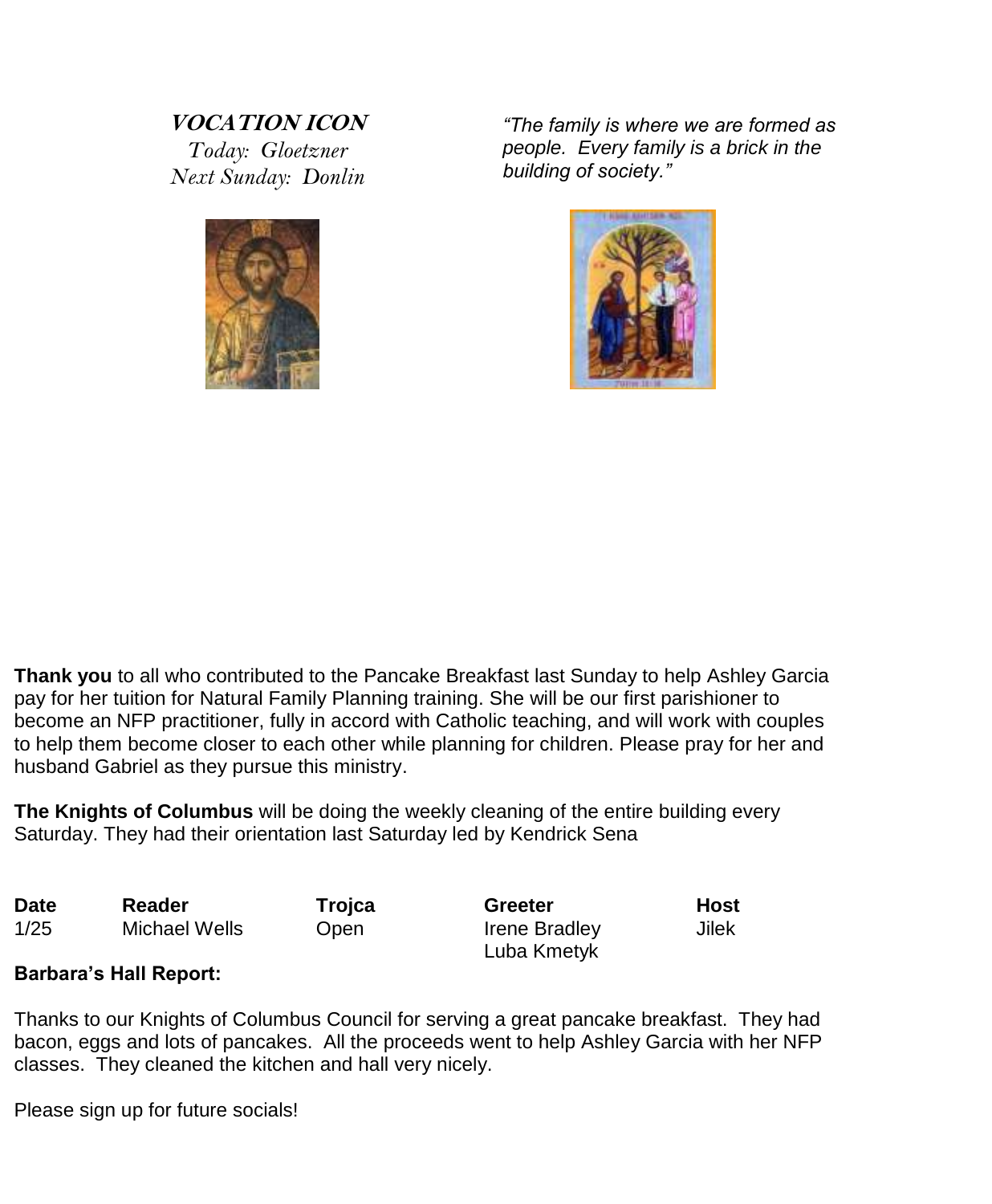**VOCATION ICON**

*Today: Gloetzner*

*Next Sunday: Donlin*

*"The family is where we are formed as people. Every family is a brick in the building of society."*

**Thank you** to all who contributed to the Pancake Breakfast last Sunday to help Ashley Garcia pay for her tuition for Natural Family Planning training. She will be our first parishioner to become an NFP practitioner, fully in accord with Catholic teaching, and will work with couples to help them become closer to each other while planning for children. Please pray for her and husband Gabriel as they pursue this ministry.

**The Knights of Columbus** will be doing the weekly cleaning of the entire building every Saturday. They had their orientation last Saturday led by Kendrick Sena

| Date | Reader | Trojca | Greeter | Host |
|---|---|---|---|---|
| 1/25 | Michael Wells | Open | Irene Bradley<br>Luba Kmetyk | Jilek |

**Barbara's Hall Report:**

Thanks to our Knights of Columbus Council for serving a great pancake breakfast. They had bacon, eggs and lots of pancakes. All the proceeds went to help Ashley Garcia with her NFP classes. They cleaned the kitchen and hall very nicely.

Please sign up for future socials!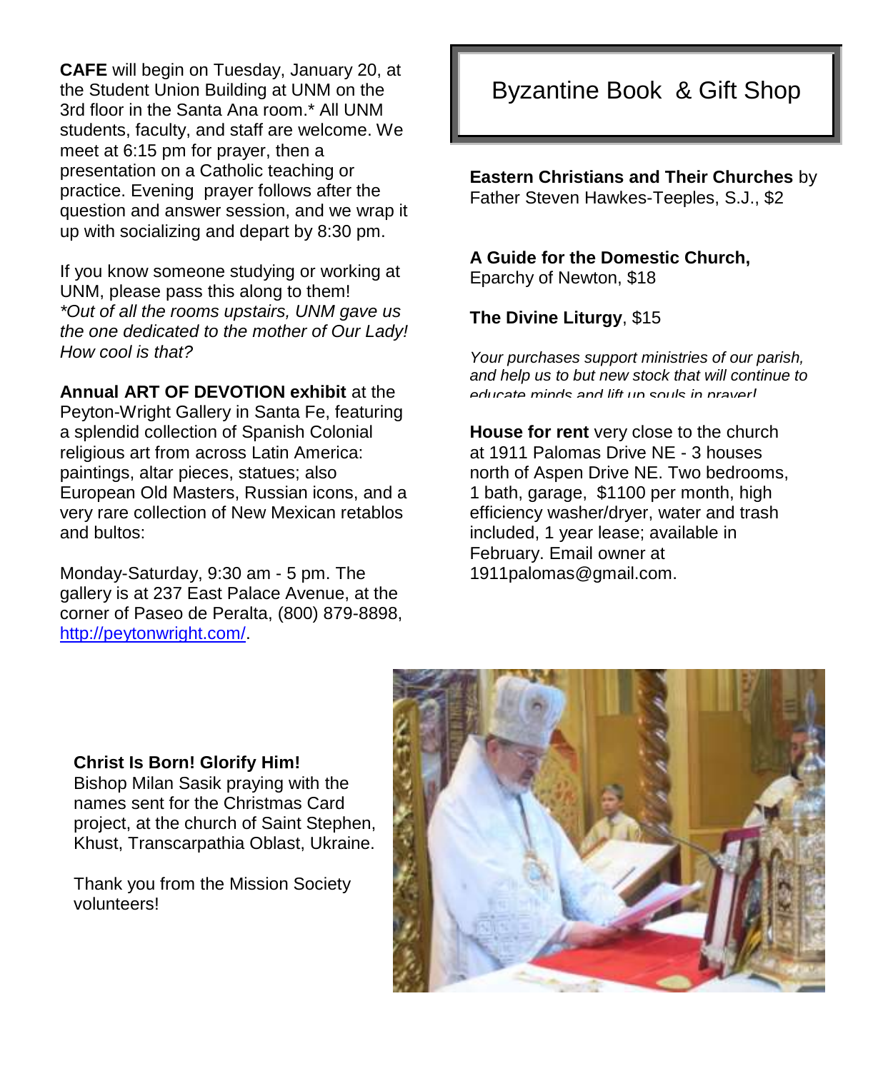**CAFE** will begin on Tuesday, January 20, at the Student Union Building at UNM on the 3rd floor in the Santa Ana room.* All UNM students, faculty, and staff are welcome. We meet at 6:15 pm for prayer, then a presentation on a Catholic teaching or practice. Evening prayer follows after the question and answer session, and we wrap it up with socializing and depart by 8:30 pm.

If you know someone studying or working at UNM, please pass this along to them!
*\*Out of all the rooms upstairs, UNM gave us the one dedicated to the mother of Our Lady! How cool is that?*

**Annual ART OF DEVOTION exhibit** at the Peyton-Wright Gallery in Santa Fe, featuring a splendid collection of Spanish Colonial religious art from across Latin America: paintings, altar pieces, statues; also European Old Masters, Russian icons, and a very rare collection of New Mexican retablos and bultos:

Monday-Saturday, 9:30 am - 5 pm. The gallery is at 237 East Palace Avenue, at the corner of Paseo de Peralta, (800) 879-8898, http://peytonwright.com/.

## Byzantine Book & Gift Shop

**Eastern Christians and Their Churches** by Father Steven Hawkes-Teeples, S.J., $2

**A Guide for the Domestic Church,** Eparchy of Newton, $18

**The Divine Liturgy**, $15

*Your purchases support ministries of our parish, and help us to but new stock that will continue to educate minds and lift up souls in prayer!*

**House for rent** very close to the church at 1911 Palomas Drive NE - 3 houses north of Aspen Drive NE. Two bedrooms, 1 bath, garage, $1100 per month, high efficiency washer/dryer, water and trash included, 1 year lease; available in February. Email owner at 1911palomas@gmail.com.

**Christ Is Born! Glorify Him!**
Bishop Milan Sasik praying with the names sent for the Christmas Card project, at the church of Saint Stephen, Khust, Transcarpathia Oblast, Ukraine.

Thank you from the Mission Society volunteers!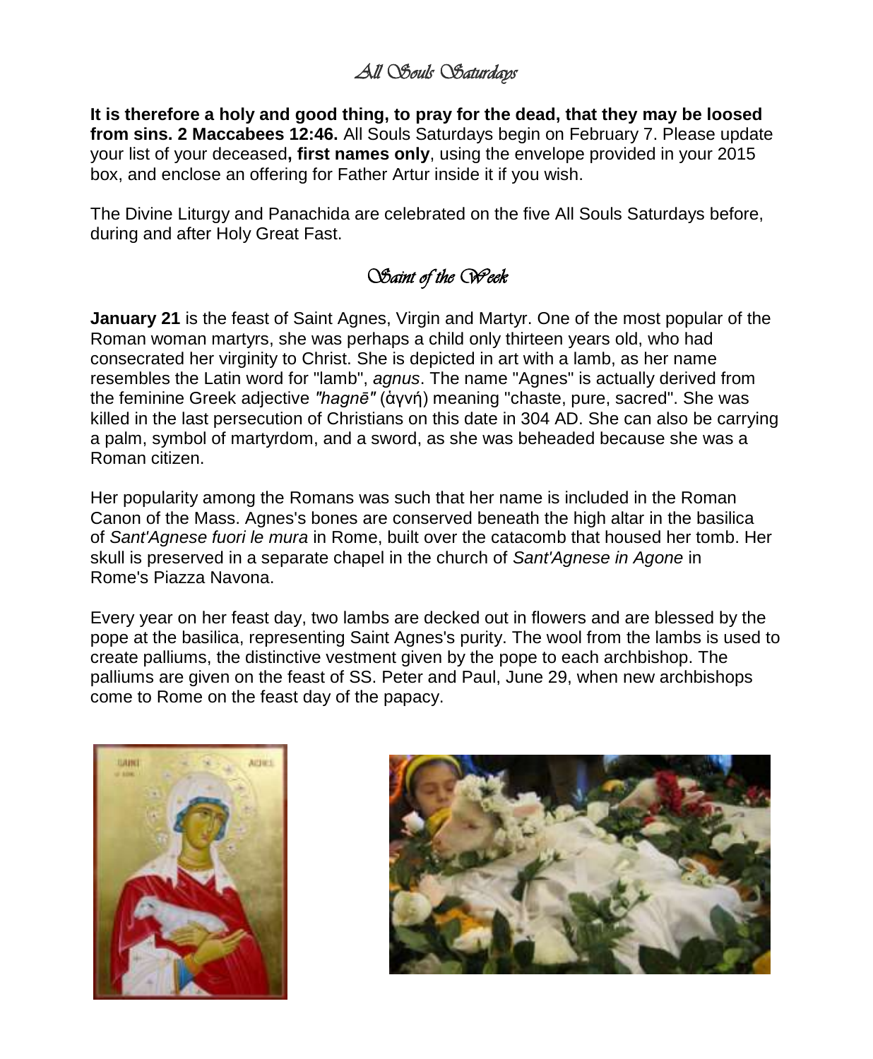## All Souls Saturdays

**It is therefore a holy and good thing, to pray for the dead, that they may be loosed from sins. 2 Maccabees 12:46.** All Souls Saturdays begin on February 7. Please update your list of your deceased**, first names only**, using the envelope provided in your 2015 box, and enclose an offering for Father Artur inside it if you wish.

The Divine Liturgy and Panachida are celebrated on the five All Souls Saturdays before, during and after Holy Great Fast.

## Saint of the Week

**January 21** is the feast of Saint Agnes, Virgin and Martyr. One of the most popular of the Roman woman martyrs, she was perhaps a child only thirteen years old, who had consecrated her virginity to Christ. She is depicted in art with a lamb, as her name resembles the Latin word for "lamb", *agnus*. The name "Agnes" is actually derived from the feminine Greek adjective *"hagnē"* (ἁγνή) meaning "chaste, pure, sacred". She was killed in the last persecution of Christians on this date in 304 AD. She can also be carrying a palm, symbol of martyrdom, and a sword, as she was beheaded because she was a Roman citizen.

Her popularity among the Romans was such that her name is included in the Roman Canon of the Mass. Agnes's bones are conserved beneath the high altar in the basilica of *Sant'Agnese fuori le mura* in Rome, built over the catacomb that housed her tomb. Her skull is preserved in a separate chapel in the church of *Sant'Agnese in Agone* in Rome's Piazza Navona.

Every year on her feast day, two lambs are decked out in flowers and are blessed by the pope at the basilica, representing Saint Agnes's purity. The wool from the lambs is used to create palliums, the distinctive vestment given by the pope to each archbishop. The palliums are given on the feast of SS. Peter and Paul, June 29, when new archbishops come to Rome on the feast day of the papacy.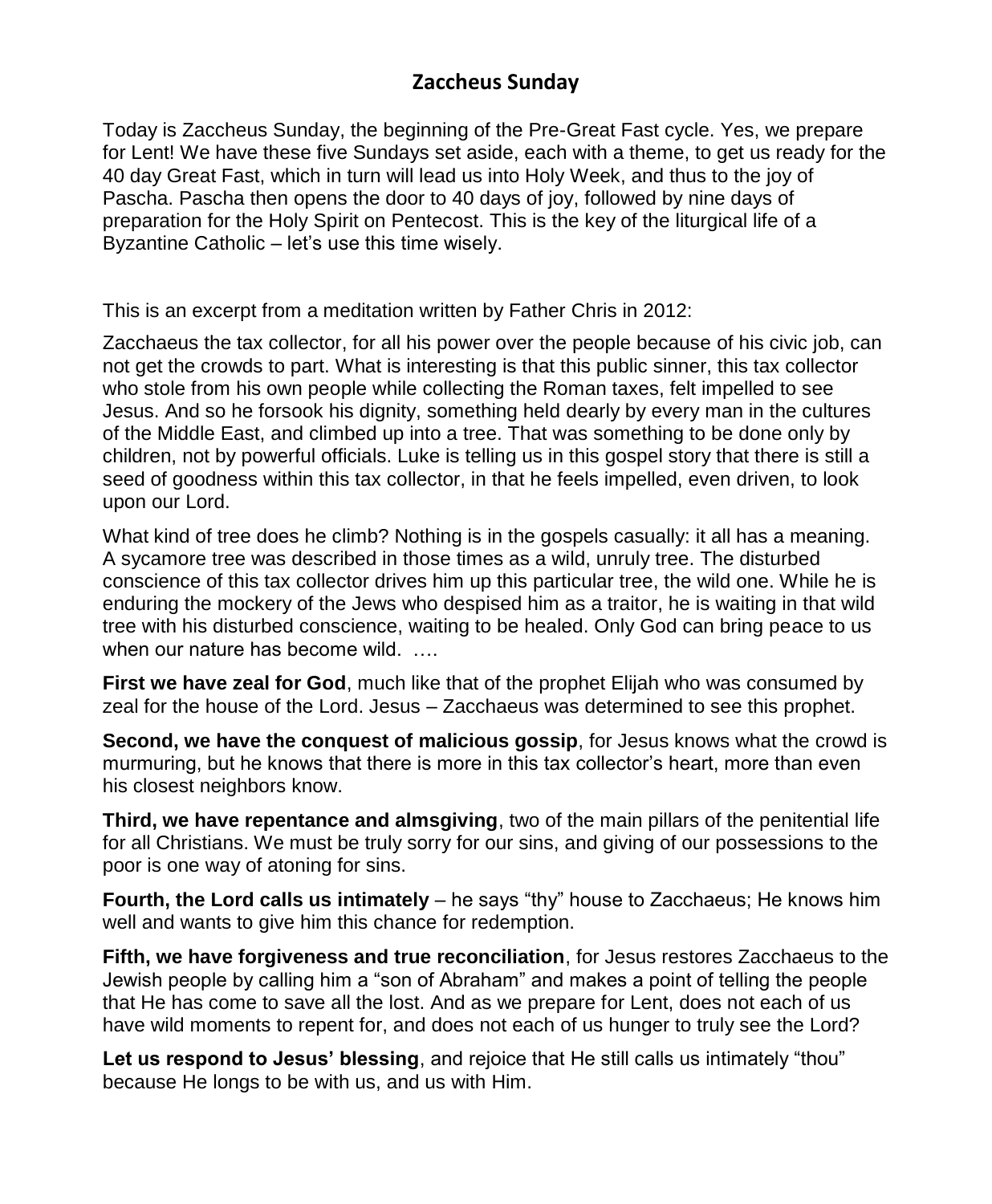# Zaccheus Sunday

Today is Zaccheus Sunday, the beginning of the Pre-Great Fast cycle. Yes, we prepare for Lent! We have these five Sundays set aside, each with a theme, to get us ready for the 40 day Great Fast, which in turn will lead us into Holy Week, and thus to the joy of Pascha. Pascha then opens the door to 40 days of joy, followed by nine days of preparation for the Holy Spirit on Pentecost. This is the key of the liturgical life of a Byzantine Catholic – let's use this time wisely.

This is an excerpt from a meditation written by Father Chris in 2012:

Zacchaeus the tax collector, for all his power over the people because of his civic job, can not get the crowds to part. What is interesting is that this public sinner, this tax collector who stole from his own people while collecting the Roman taxes, felt impelled to see Jesus. And so he forsook his dignity, something held dearly by every man in the cultures of the Middle East, and climbed up into a tree. That was something to be done only by children, not by powerful officials. Luke is telling us in this gospel story that there is still a seed of goodness within this tax collector, in that he feels impelled, even driven, to look upon our Lord.

What kind of tree does he climb? Nothing is in the gospels casually: it all has a meaning. A sycamore tree was described in those times as a wild, unruly tree. The disturbed conscience of this tax collector drives him up this particular tree, the wild one. While he is enduring the mockery of the Jews who despised him as a traitor, he is waiting in that wild tree with his disturbed conscience, waiting to be healed. Only God can bring peace to us when our nature has become wild. ….

**First we have zeal for God**, much like that of the prophet Elijah who was consumed by zeal for the house of the Lord. Jesus – Zacchaeus was determined to see this prophet.

**Second, we have the conquest of malicious gossip**, for Jesus knows what the crowd is murmuring, but he knows that there is more in this tax collector's heart, more than even his closest neighbors know.

**Third, we have repentance and almsgiving**, two of the main pillars of the penitential life for all Christians. We must be truly sorry for our sins, and giving of our possessions to the poor is one way of atoning for sins.

**Fourth, the Lord calls us intimately** – he says "thy" house to Zacchaeus; He knows him well and wants to give him this chance for redemption.

**Fifth, we have forgiveness and true reconciliation**, for Jesus restores Zacchaeus to the Jewish people by calling him a "son of Abraham" and makes a point of telling the people that He has come to save all the lost. And as we prepare for Lent, does not each of us have wild moments to repent for, and does not each of us hunger to truly see the Lord?

**Let us respond to Jesus' blessing**, and rejoice that He still calls us intimately "thou" because He longs to be with us, and us with Him.